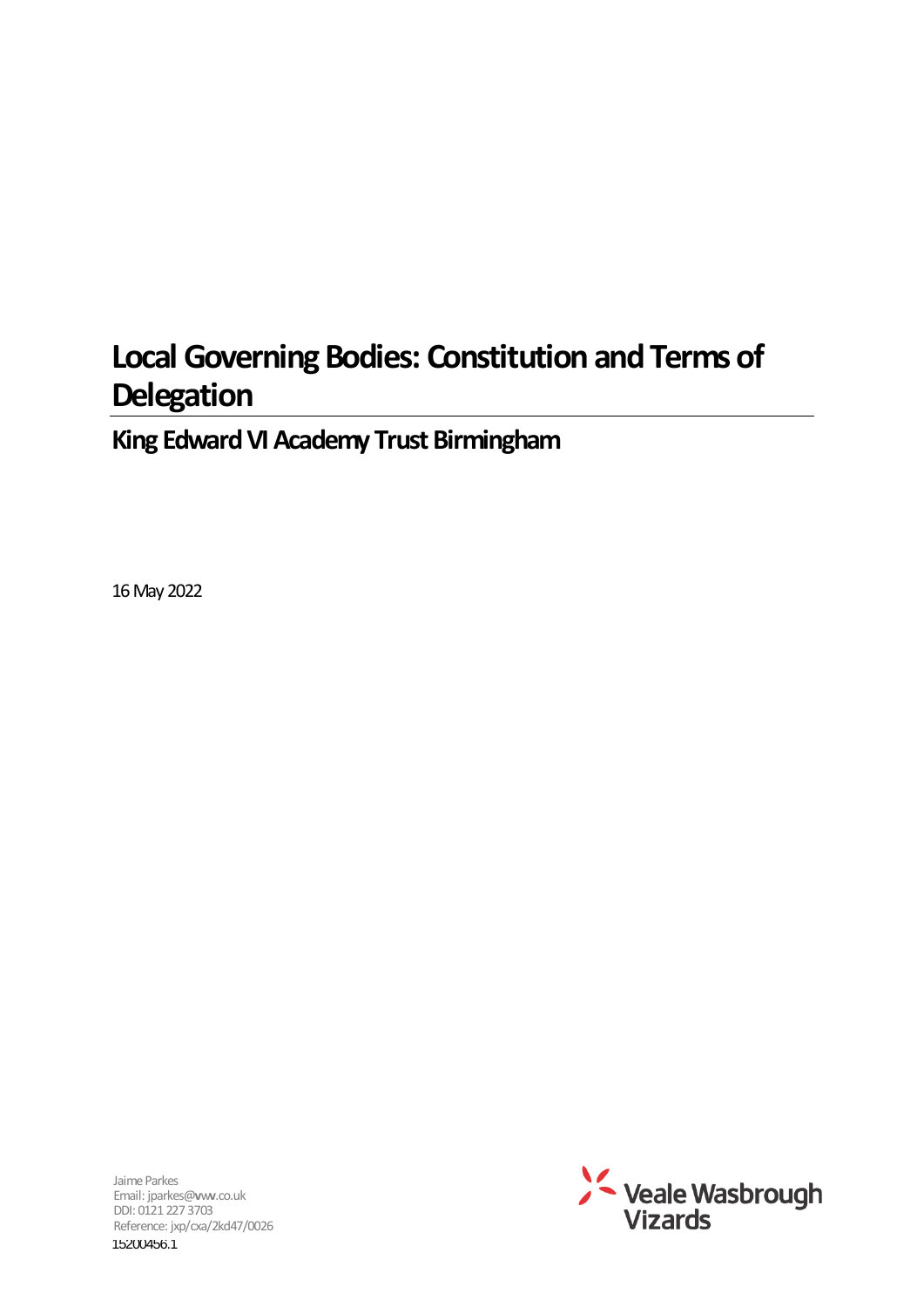# Local Governing Bodies: Constitution and Terms of Delegation

## King Edward VI Academy Trust Birmingham

16 May 2022

Jaime Parkes
Email: jparkes@vwv.co.uk
DDI: 0121 227 3703
Reference: jxp/cxa/2kd47/0026
15200456.1

Veale Wasbrough Vizards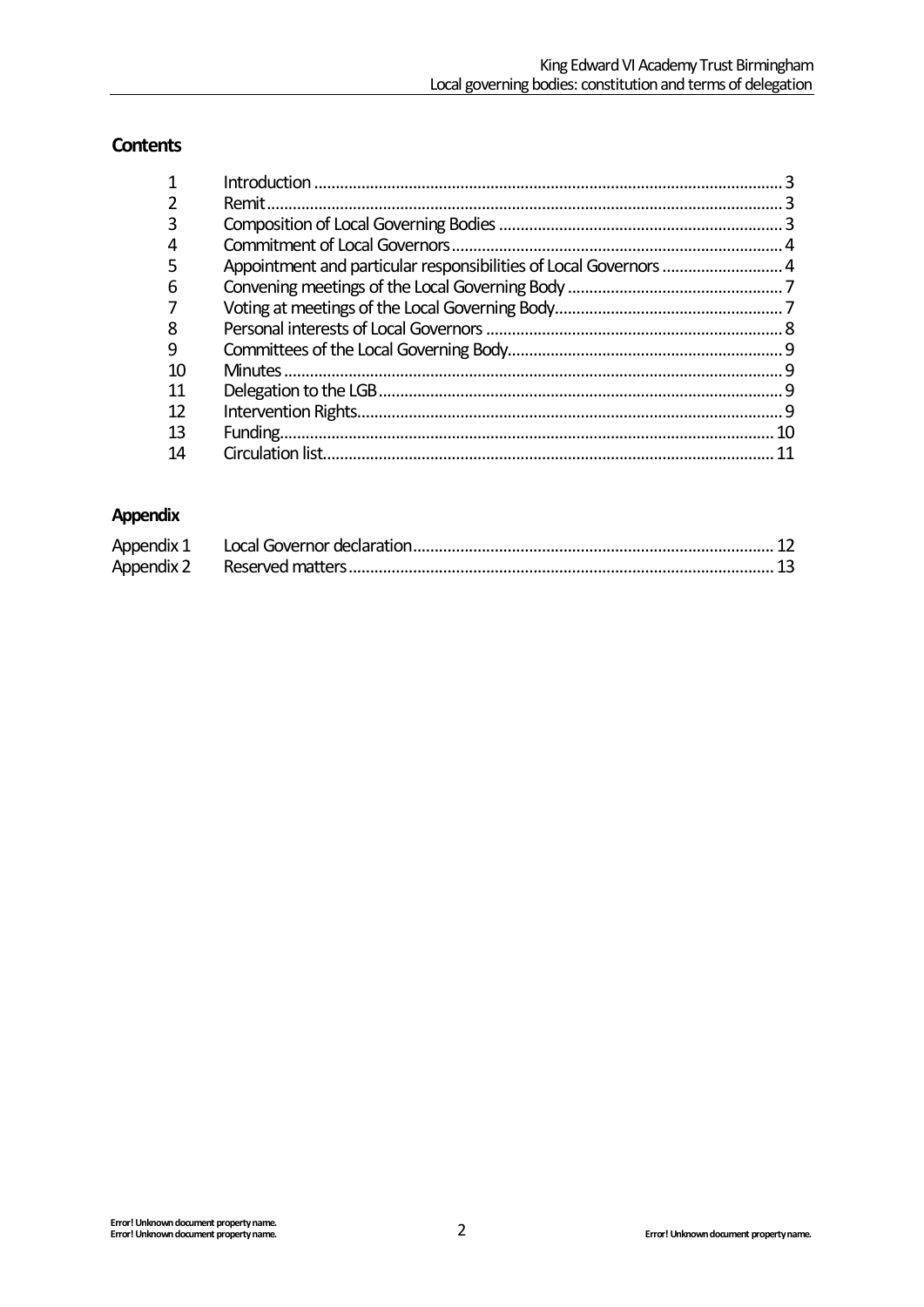## Contents

| | | |
|---|---|---|
| 1 | Introduction | 3 |
| 2 | Remit | 3 |
| 3 | Composition of Local Governing Bodies | 3 |
| 4 | Commitment of Local Governors | 4 |
| 5 | Appointment and particular responsibilities of Local Governors | 4 |
| 6 | Convening meetings of the Local Governing Body | 7 |
| 7 | Voting at meetings of the Local Governing Body | 7 |
| 8 | Personal interests of Local Governors | 8 |
| 9 | Committees of the Local Governing Body | 9 |
| 10 | Minutes | 9 |
| 11 | Delegation to the LGB | 9 |
| 12 | Intervention Rights | 9 |
| 13 | Funding | 10 |
| 14 | Circulation list | 11 |

## Appendix

| | | |
|---|---|---|
| Appendix 1 | Local Governor declaration | 12 |
| Appendix 2 | Reserved matters | 13 |

Error! Unknown document property name.
Error! Unknown document property name.

Error! Unknown document property name.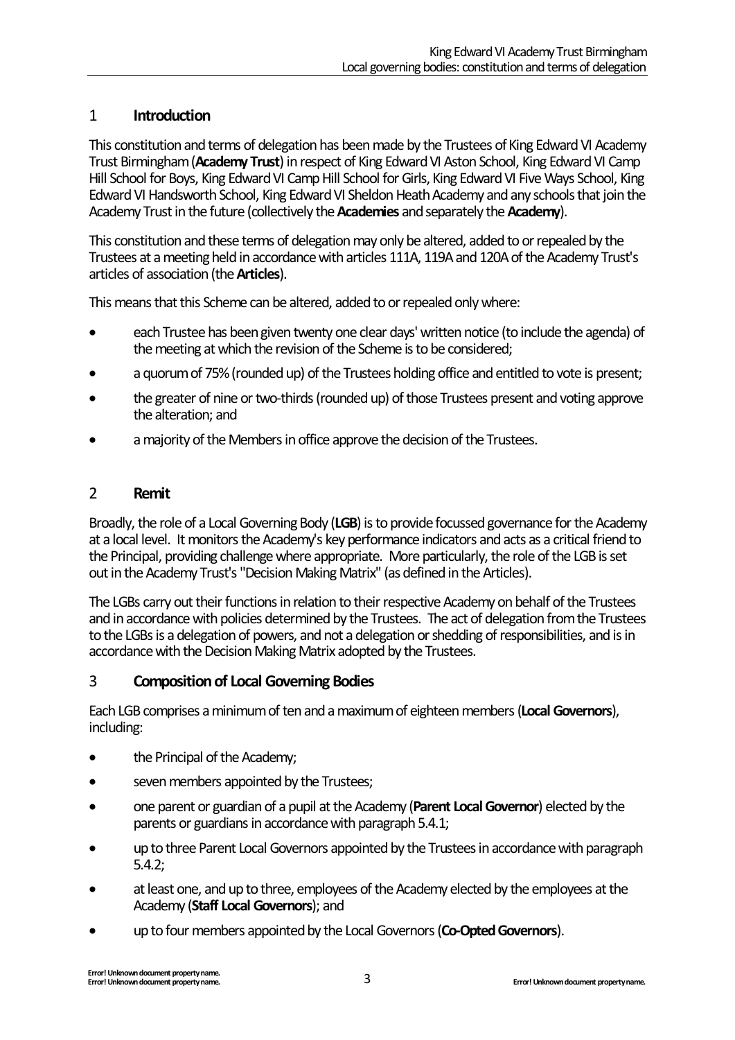## 1 Introduction

This constitution and terms of delegation has been made by the Trustees of King Edward VI Academy Trust Birmingham (**Academy Trust**) in respect of King Edward VI Aston School, King Edward VI Camp Hill School for Boys, King Edward VI Camp Hill School for Girls, King Edward VI Five Ways School, King Edward VI Handsworth School, King Edward VI Sheldon Heath Academy and any schools that join the Academy Trust in the future (collectively the **Academies** and separately the **Academy**).

This constitution and these terms of delegation may only be altered, added to or repealed by the Trustees at a meeting held in accordance with articles 111A, 119A and 120A of the Academy Trust's articles of association (the **Articles**).

This means that this Scheme can be altered, added to or repealed only where:

- each Trustee has been given twenty one clear days' written notice (to include the agenda) of the meeting at which the revision of the Scheme is to be considered;
- a quorum of 75% (rounded up) of the Trustees holding office and entitled to vote is present;
- the greater of nine or two-thirds (rounded up) of those Trustees present and voting approve the alteration; and
- a majority of the Members in office approve the decision of the Trustees.

## 2 Remit

Broadly, the role of a Local Governing Body (**LGB**) is to provide focussed governance for the Academy at a local level. It monitors the Academy's key performance indicators and acts as a critical friend to the Principal, providing challenge where appropriate. More particularly, the role of the LGB is set out in the Academy Trust's "Decision Making Matrix" (as defined in the Articles).

The LGBs carry out their functions in relation to their respective Academy on behalf of the Trustees and in accordance with policies determined by the Trustees. The act of delegation from the Trustees to the LGBs is a delegation of powers, and not a delegation or shedding of responsibilities, and is in accordance with the Decision Making Matrix adopted by the Trustees.

## 3 Composition of Local Governing Bodies

Each LGB comprises a minimum of ten and a maximum of eighteen members (**Local Governors**), including:

- the Principal of the Academy;
- seven members appointed by the Trustees;
- one parent or guardian of a pupil at the Academy (**Parent Local Governor**) elected by the parents or guardians in accordance with paragraph 5.4.1;
- up to three Parent Local Governors appointed by the Trustees in accordance with paragraph 5.4.2;
- at least one, and up to three, employees of the Academy elected by the employees at the Academy (**Staff Local Governors**); and
- up to four members appointed by the Local Governors (**Co-Opted Governors**).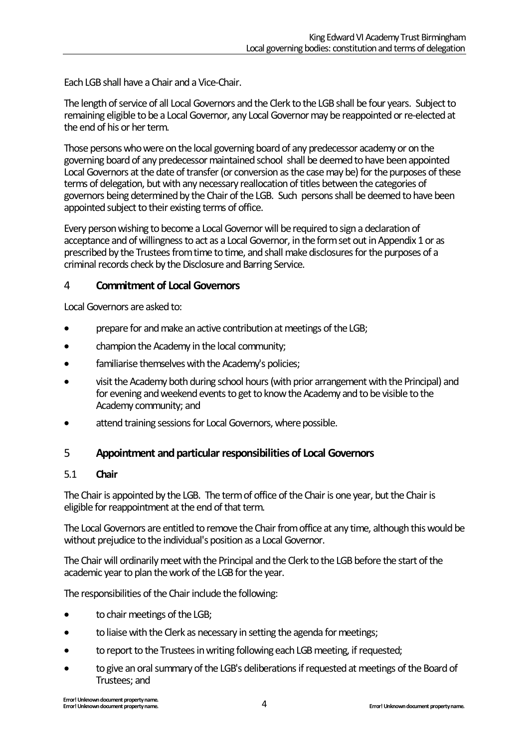Each LGB shall have a Chair and a Vice-Chair.

The length of service of all Local Governors and the Clerk to the LGB shall be four years. Subject to remaining eligible to be a Local Governor, any Local Governor may be reappointed or re-elected at the end of his or her term.

Those persons who were on the local governing board of any predecessor academy or on the governing board of any predecessor maintained school shall be deemed to have been appointed Local Governors at the date of transfer (or conversion as the case may be) for the purposes of these terms of delegation, but with any necessary reallocation of titles between the categories of governors being determined by the Chair of the LGB. Such persons shall be deemed to have been appointed subject to their existing terms of office.

Every person wishing to become a Local Governor will be required to sign a declaration of acceptance and of willingness to act as a Local Governor, in the form set out in Appendix 1 or as prescribed by the Trustees from time to time, and shall make disclosures for the purposes of a criminal records check by the Disclosure and Barring Service.

## 4 Commitment of Local Governors

Local Governors are asked to:

- prepare for and make an active contribution at meetings of the LGB;
- champion the Academy in the local community;
- familiarise themselves with the Academy's policies;
- visit the Academy both during school hours (with prior arrangement with the Principal) and for evening and weekend events to get to know the Academy and to be visible to the Academy community; and
- attend training sessions for Local Governors, where possible.

## 5 Appointment and particular responsibilities of Local Governors

### 5.1 Chair

The Chair is appointed by the LGB. The term of office of the Chair is one year, but the Chair is eligible for reappointment at the end of that term.

The Local Governors are entitled to remove the Chair from office at any time, although this would be without prejudice to the individual's position as a Local Governor.

The Chair will ordinarily meet with the Principal and the Clerk to the LGB before the start of the academic year to plan the work of the LGB for the year.

The responsibilities of the Chair include the following:

- to chair meetings of the LGB;
- to liaise with the Clerk as necessary in setting the agenda for meetings;
- to report to the Trustees in writing following each LGB meeting, if requested;
- to give an oral summary of the LGB's deliberations if requested at meetings of the Board of Trustees; and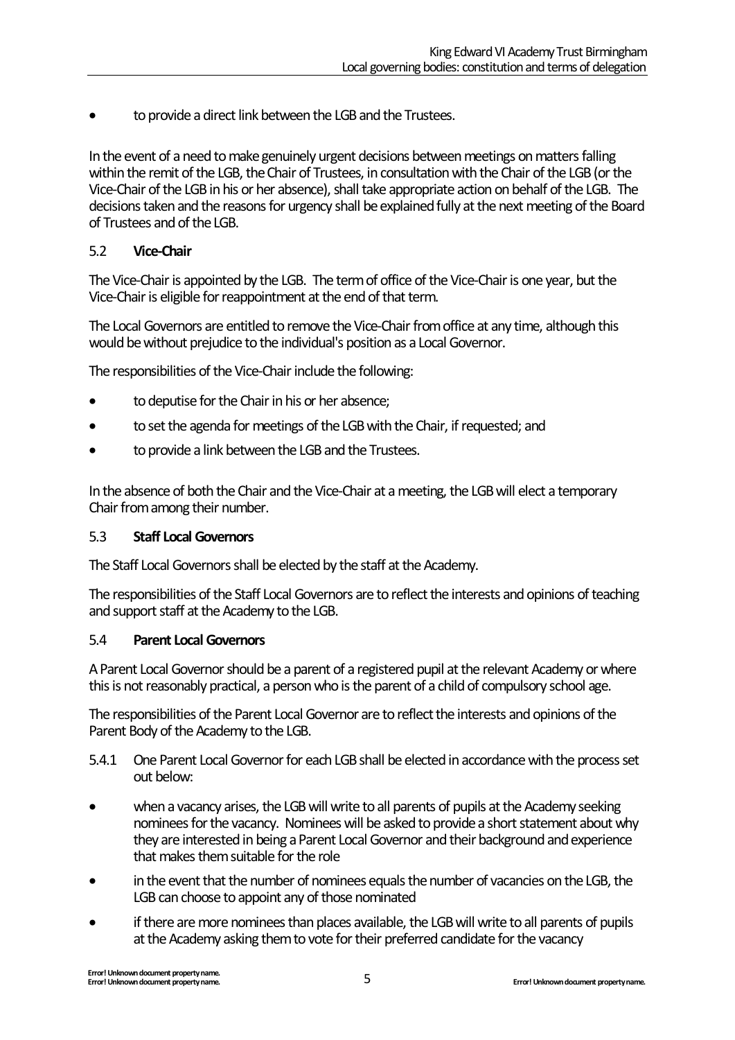- to provide a direct link between the LGB and the Trustees.

In the event of a need to make genuinely urgent decisions between meetings on matters falling within the remit of the LGB, the Chair of Trustees, in consultation with the Chair of the LGB (or the Vice-Chair of the LGB in his or her absence), shall take appropriate action on behalf of the LGB. The decisions taken and the reasons for urgency shall be explained fully at the next meeting of the Board of Trustees and of the LGB.

### 5.2 **Vice-Chair**

The Vice-Chair is appointed by the LGB. The term of office of the Vice-Chair is one year, but the Vice-Chair is eligible for reappointment at the end of that term.

The Local Governors are entitled to remove the Vice-Chair from office at any time, although this would be without prejudice to the individual's position as a Local Governor.

The responsibilities of the Vice-Chair include the following:

- to deputise for the Chair in his or her absence;
- to set the agenda for meetings of the LGB with the Chair, if requested; and
- to provide a link between the LGB and the Trustees.

In the absence of both the Chair and the Vice-Chair at a meeting, the LGB will elect a temporary Chair from among their number.

### 5.3 **Staff Local Governors**

The Staff Local Governors shall be elected by the staff at the Academy.

The responsibilities of the Staff Local Governors are to reflect the interests and opinions of teaching and support staff at the Academy to the LGB.

### 5.4 **Parent Local Governors**

A Parent Local Governor should be a parent of a registered pupil at the relevant Academy or where this is not reasonably practical, a person who is the parent of a child of compulsory school age.

The responsibilities of the Parent Local Governor are to reflect the interests and opinions of the Parent Body of the Academy to the LGB.

5.4.1 One Parent Local Governor for each LGB shall be elected in accordance with the process set out below:

- when a vacancy arises, the LGB will write to all parents of pupils at the Academy seeking nominees for the vacancy. Nominees will be asked to provide a short statement about why they are interested in being a Parent Local Governor and their background and experience that makes them suitable for the role
- in the event that the number of nominees equals the number of vacancies on the LGB, the LGB can choose to appoint any of those nominated
- if there are more nominees than places available, the LGB will write to all parents of pupils at the Academy asking them to vote for their preferred candidate for the vacancy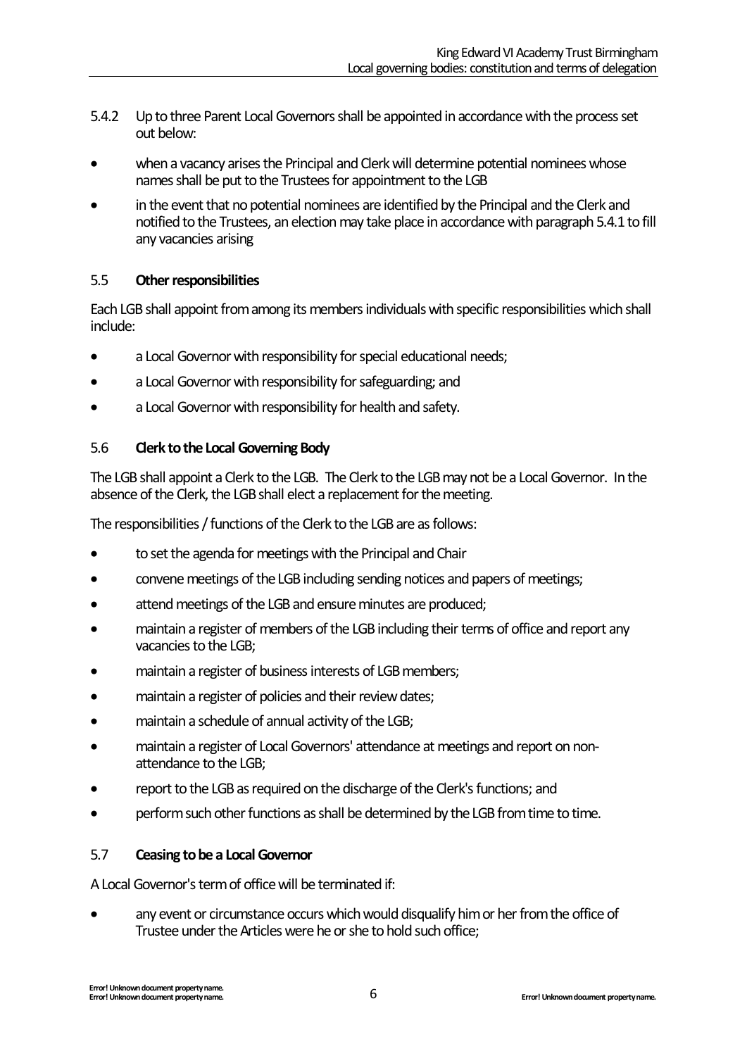5.4.2 Up to three Parent Local Governors shall be appointed in accordance with the process set out below:

- when a vacancy arises the Principal and Clerk will determine potential nominees whose names shall be put to the Trustees for appointment to the LGB
- in the event that no potential nominees are identified by the Principal and the Clerk and notified to the Trustees, an election may take place in accordance with paragraph 5.4.1 to fill any vacancies arising

## 5.5 Other responsibilities

Each LGB shall appoint from among its members individuals with specific responsibilities which shall include:

- a Local Governor with responsibility for special educational needs;
- a Local Governor with responsibility for safeguarding; and
- a Local Governor with responsibility for health and safety.

## 5.6 Clerk to the Local Governing Body

The LGB shall appoint a Clerk to the LGB. The Clerk to the LGB may not be a Local Governor. In the absence of the Clerk, the LGB shall elect a replacement for the meeting.

The responsibilities / functions of the Clerk to the LGB are as follows:

- to set the agenda for meetings with the Principal and Chair
- convene meetings of the LGB including sending notices and papers of meetings;
- attend meetings of the LGB and ensure minutes are produced;
- maintain a register of members of the LGB including their terms of office and report any vacancies to the LGB;
- maintain a register of business interests of LGB members;
- maintain a register of policies and their review dates;
- maintain a schedule of annual activity of the LGB;
- maintain a register of Local Governors' attendance at meetings and report on non-attendance to the LGB;
- report to the LGB as required on the discharge of the Clerk's functions; and
- perform such other functions as shall be determined by the LGB from time to time.

## 5.7 Ceasing to be a Local Governor

A Local Governor's term of office will be terminated if:

- any event or circumstance occurs which would disqualify him or her from the office of Trustee under the Articles were he or she to hold such office;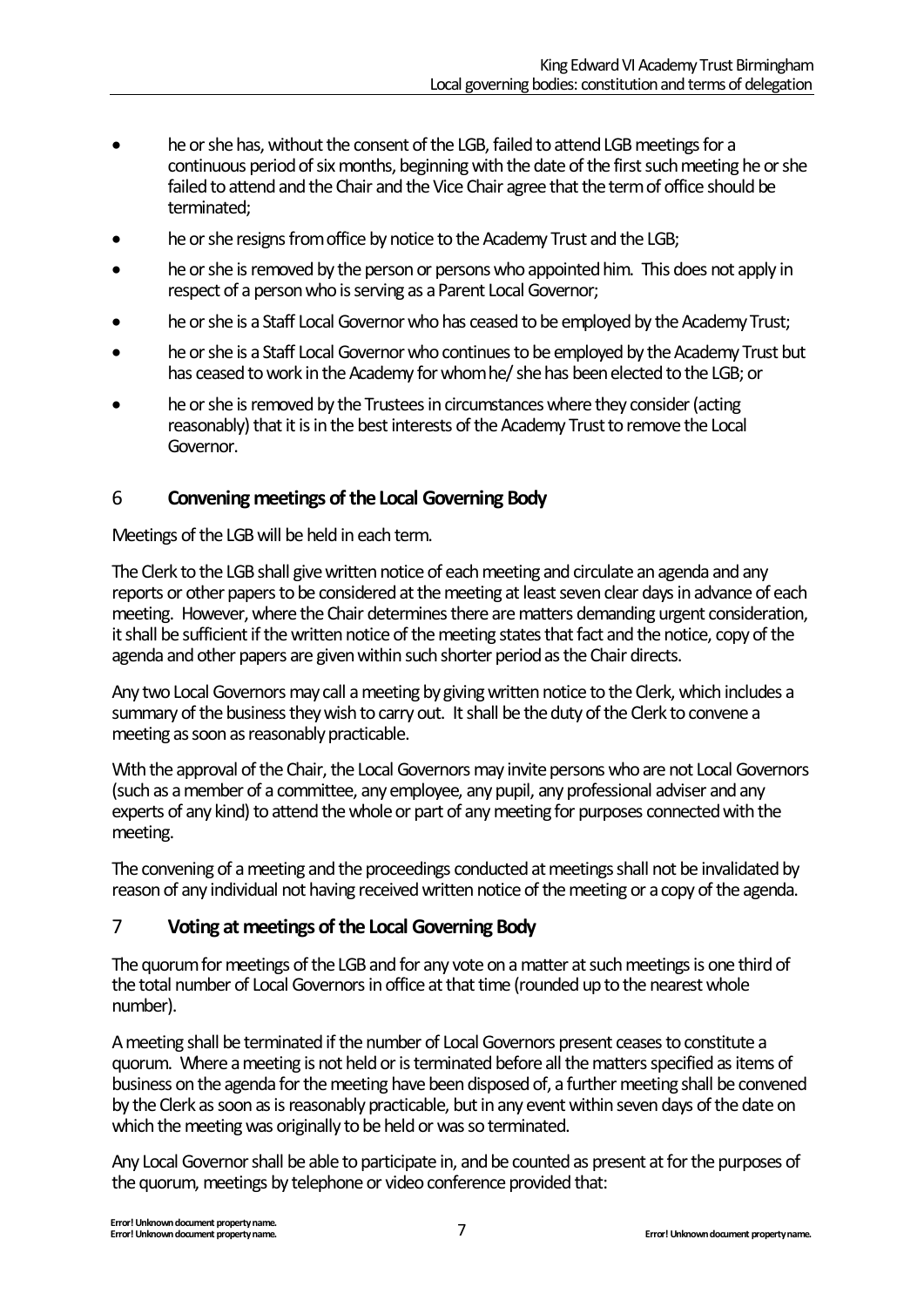- he or she has, without the consent of the LGB, failed to attend LGB meetings for a continuous period of six months, beginning with the date of the first such meeting he or she failed to attend and the Chair and the Vice Chair agree that the term of office should be terminated;
- he or she resigns from office by notice to the Academy Trust and the LGB;
- he or she is removed by the person or persons who appointed him. This does not apply in respect of a person who is serving as a Parent Local Governor;
- he or she is a Staff Local Governor who has ceased to be employed by the Academy Trust;
- he or she is a Staff Local Governor who continues to be employed by the Academy Trust but has ceased to work in the Academy for whom he/ she has been elected to the LGB; or
- he or she is removed by the Trustees in circumstances where they consider (acting reasonably) that it is in the best interests of the Academy Trust to remove the Local Governor.

## 6 Convening meetings of the Local Governing Body

Meetings of the LGB will be held in each term.

The Clerk to the LGB shall give written notice of each meeting and circulate an agenda and any reports or other papers to be considered at the meeting at least seven clear days in advance of each meeting. However, where the Chair determines there are matters demanding urgent consideration, it shall be sufficient if the written notice of the meeting states that fact and the notice, copy of the agenda and other papers are given within such shorter period as the Chair directs.

Any two Local Governors may call a meeting by giving written notice to the Clerk, which includes a summary of the business they wish to carry out. It shall be the duty of the Clerk to convene a meeting as soon as reasonably practicable.

With the approval of the Chair, the Local Governors may invite persons who are not Local Governors (such as a member of a committee, any employee, any pupil, any professional adviser and any experts of any kind) to attend the whole or part of any meeting for purposes connected with the meeting.

The convening of a meeting and the proceedings conducted at meetings shall not be invalidated by reason of any individual not having received written notice of the meeting or a copy of the agenda.

## 7 Voting at meetings of the Local Governing Body

The quorum for meetings of the LGB and for any vote on a matter at such meetings is one third of the total number of Local Governors in office at that time (rounded up to the nearest whole number).

A meeting shall be terminated if the number of Local Governors present ceases to constitute a quorum. Where a meeting is not held or is terminated before all the matters specified as items of business on the agenda for the meeting have been disposed of, a further meeting shall be convened by the Clerk as soon as is reasonably practicable, but in any event within seven days of the date on which the meeting was originally to be held or was so terminated.

Any Local Governor shall be able to participate in, and be counted as present at for the purposes of the quorum, meetings by telephone or video conference provided that: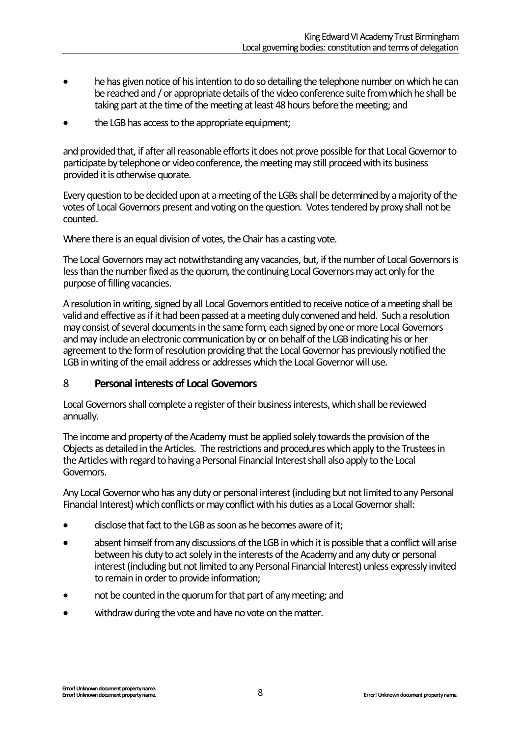- he has given notice of his intention to do so detailing the telephone number on which he can be reached and / or appropriate details of the video conference suite from which he shall be taking part at the time of the meeting at least 48 hours before the meeting; and
- the LGB has access to the appropriate equipment;

and provided that, if after all reasonable efforts it does not prove possible for that Local Governor to participate by telephone or video conference, the meeting may still proceed with its business provided it is otherwise quorate.

Every question to be decided upon at a meeting of the LGBs shall be determined by a majority of the votes of Local Governors present and voting on the question. Votes tendered by proxy shall not be counted.

Where there is an equal division of votes, the Chair has a casting vote.

The Local Governors may act notwithstanding any vacancies, but, if the number of Local Governors is less than the number fixed as the quorum, the continuing Local Governors may act only for the purpose of filling vacancies.

A resolution in writing, signed by all Local Governors entitled to receive notice of a meeting shall be valid and effective as if it had been passed at a meeting duly convened and held. Such a resolution may consist of several documents in the same form, each signed by one or more Local Governors and may include an electronic communication by or on behalf of the LGB indicating his or her agreement to the form of resolution providing that the Local Governor has previously notified the LGB in writing of the email address or addresses which the Local Governor will use.

## 8 **Personal interests of Local Governors**

Local Governors shall complete a register of their business interests, which shall be reviewed annually.

The income and property of the Academy must be applied solely towards the provision of the Objects as detailed in the Articles. The restrictions and procedures which apply to the Trustees in the Articles with regard to having a Personal Financial Interest shall also apply to the Local Governors.

Any Local Governor who has any duty or personal interest (including but not limited to any Personal Financial Interest) which conflicts or may conflict with his duties as a Local Governor shall:

- disclose that fact to the LGB as soon as he becomes aware of it;
- absent himself from any discussions of the LGB in which it is possible that a conflict will arise between his duty to act solely in the interests of the Academy and any duty or personal interest (including but not limited to any Personal Financial Interest) unless expressly invited to remain in order to provide information;
- not be counted in the quorum for that part of any meeting; and
- withdraw during the vote and have no vote on the matter.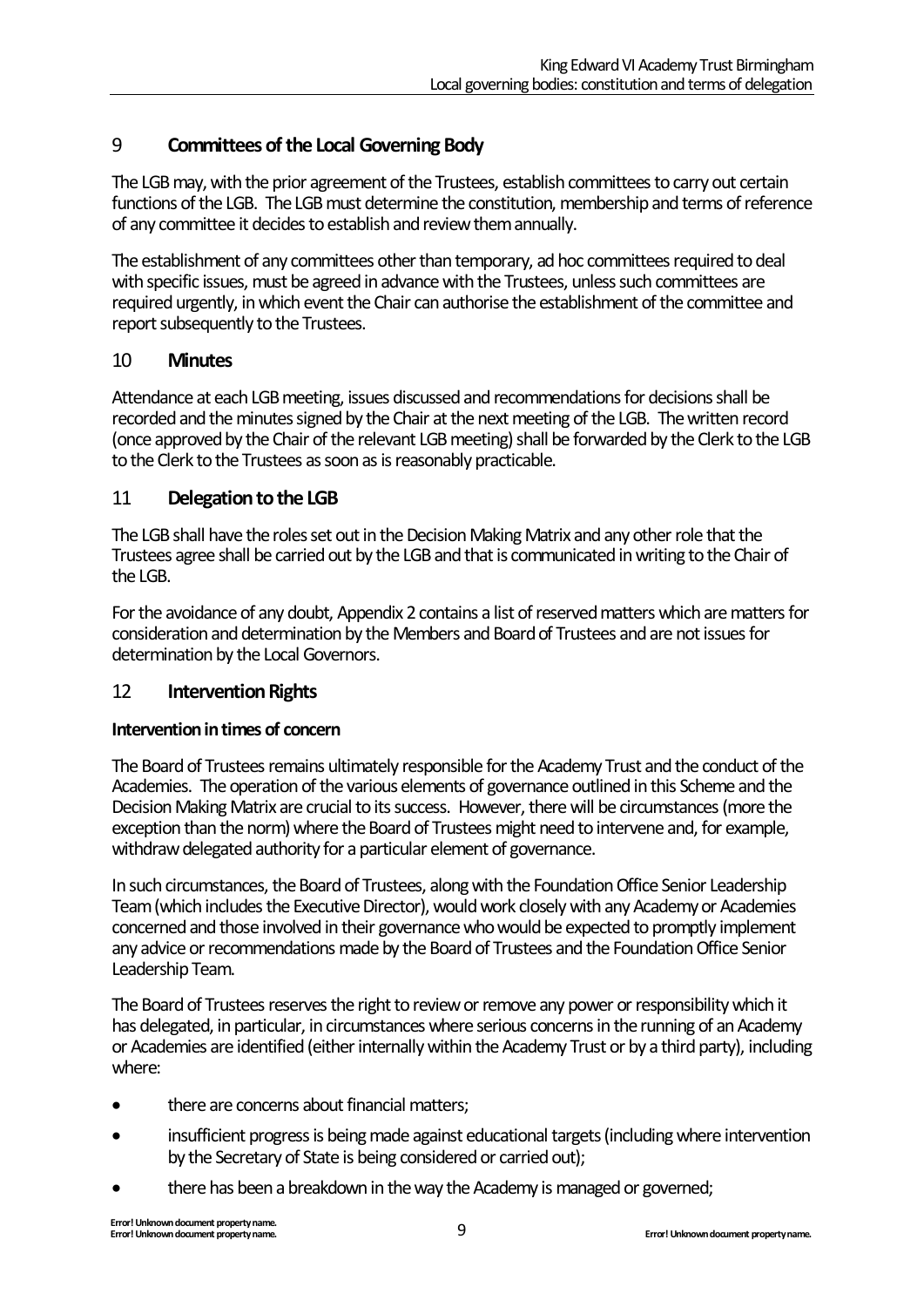## 9 **Committees of the Local Governing Body**

The LGB may, with the prior agreement of the Trustees, establish committees to carry out certain functions of the LGB. The LGB must determine the constitution, membership and terms of reference of any committee it decides to establish and review them annually.

The establishment of any committees other than temporary, ad hoc committees required to deal with specific issues, must be agreed in advance with the Trustees, unless such committees are required urgently, in which event the Chair can authorise the establishment of the committee and report subsequently to the Trustees.

## 10 **Minutes**

Attendance at each LGB meeting, issues discussed and recommendations for decisions shall be recorded and the minutes signed by the Chair at the next meeting of the LGB. The written record (once approved by the Chair of the relevant LGB meeting) shall be forwarded by the Clerk to the LGB to the Clerk to the Trustees as soon as is reasonably practicable.

## 11 **Delegation to the LGB**

The LGB shall have the roles set out in the Decision Making Matrix and any other role that the Trustees agree shall be carried out by the LGB and that is communicated in writing to the Chair of the LGB.

For the avoidance of any doubt, Appendix 2 contains a list of reserved matters which are matters for consideration and determination by the Members and Board of Trustees and are not issues for determination by the Local Governors.

## 12 **Intervention Rights**

**Intervention in times of concern**

The Board of Trustees remains ultimately responsible for the Academy Trust and the conduct of the Academies. The operation of the various elements of governance outlined in this Scheme and the Decision Making Matrix are crucial to its success. However, there will be circumstances (more the exception than the norm) where the Board of Trustees might need to intervene and, for example, withdraw delegated authority for a particular element of governance.

In such circumstances, the Board of Trustees, along with the Foundation Office Senior Leadership Team (which includes the Executive Director), would work closely with any Academy or Academies concerned and those involved in their governance who would be expected to promptly implement any advice or recommendations made by the Board of Trustees and the Foundation Office Senior Leadership Team.

The Board of Trustees reserves the right to review or remove any power or responsibility which it has delegated, in particular, in circumstances where serious concerns in the running of an Academy or Academies are identified (either internally within the Academy Trust or by a third party), including where:

- there are concerns about financial matters;
- insufficient progress is being made against educational targets (including where intervention by the Secretary of State is being considered or carried out);
- there has been a breakdown in the way the Academy is managed or governed;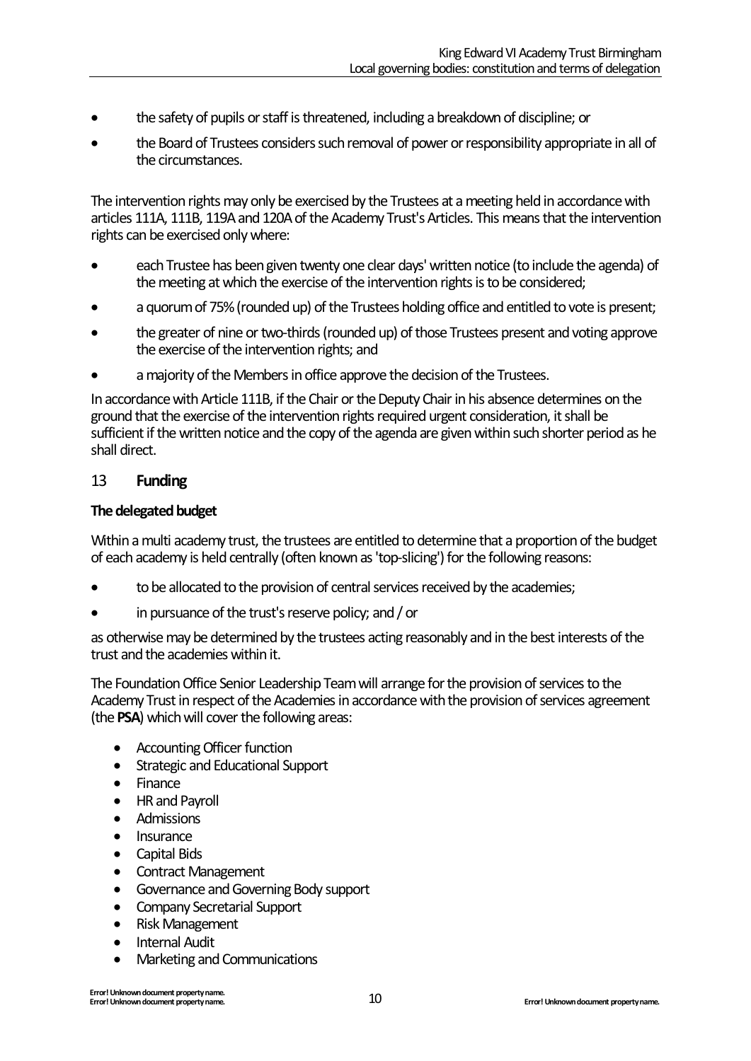- the safety of pupils or staff is threatened, including a breakdown of discipline; or
- the Board of Trustees considers such removal of power or responsibility appropriate in all of the circumstances.

The intervention rights may only be exercised by the Trustees at a meeting held in accordance with articles 111A, 111B, 119A and 120A of the Academy Trust's Articles. This means that the intervention rights can be exercised only where:

- each Trustee has been given twenty one clear days' written notice (to include the agenda) of the meeting at which the exercise of the intervention rights is to be considered;
- a quorum of 75% (rounded up) of the Trustees holding office and entitled to vote is present;
- the greater of nine or two-thirds (rounded up) of those Trustees present and voting approve the exercise of the intervention rights; and
- a majority of the Members in office approve the decision of the Trustees.

In accordance with Article 111B, if the Chair or the Deputy Chair in his absence determines on the ground that the exercise of the intervention rights required urgent consideration, it shall be sufficient if the written notice and the copy of the agenda are given within such shorter period as he shall direct.

## 13 **Funding**

**The delegated budget**

Within a multi academy trust, the trustees are entitled to determine that a proportion of the budget of each academy is held centrally (often known as 'top-slicing') for the following reasons:

- to be allocated to the provision of central services received by the academies;
- in pursuance of the trust's reserve policy; and / or

as otherwise may be determined by the trustees acting reasonably and in the best interests of the trust and the academies within it.

The Foundation Office Senior Leadership Team will arrange for the provision of services to the Academy Trust in respect of the Academies in accordance with the provision of services agreement (the **PSA**) which will cover the following areas:

- Accounting Officer function
- Strategic and Educational Support
- Finance
- HR and Payroll
- Admissions
- Insurance
- Capital Bids
- Contract Management
- Governance and Governing Body support
- Company Secretarial Support
- Risk Management
- Internal Audit
- Marketing and Communications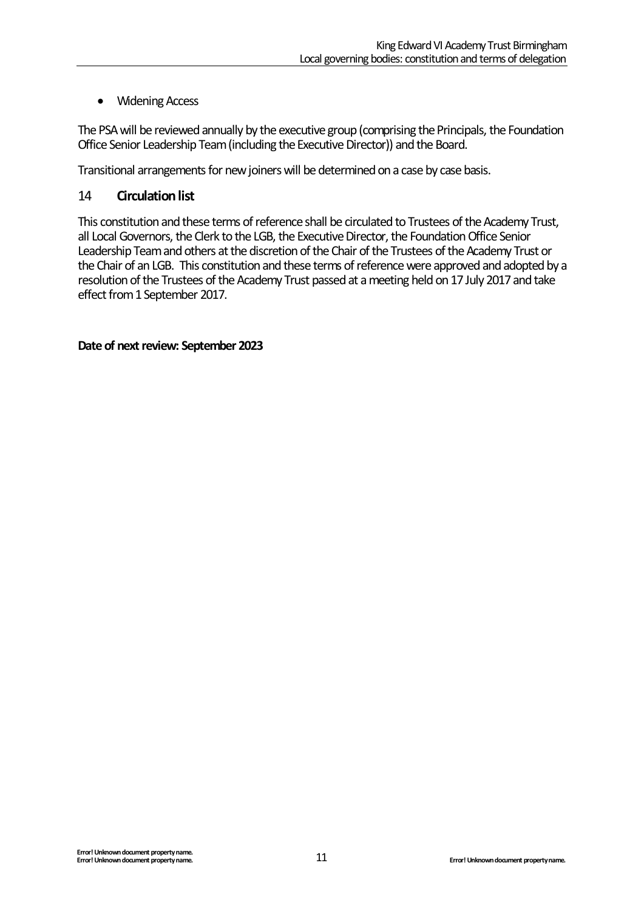- Widening Access

The PSA will be reviewed annually by the executive group (comprising the Principals, the Foundation Office Senior Leadership Team (including the Executive Director)) and the Board.

Transitional arrangements for new joiners will be determined on a case by case basis.

## 14 Circulation list

This constitution and these terms of reference shall be circulated to Trustees of the Academy Trust, all Local Governors, the Clerk to the LGB, the Executive Director, the Foundation Office Senior Leadership Team and others at the discretion of the Chair of the Trustees of the Academy Trust or the Chair of an LGB. This constitution and these terms of reference were approved and adopted by a resolution of the Trustees of the Academy Trust passed at a meeting held on 17 July 2017 and take effect from 1 September 2017.

**Date of next review: September 2023**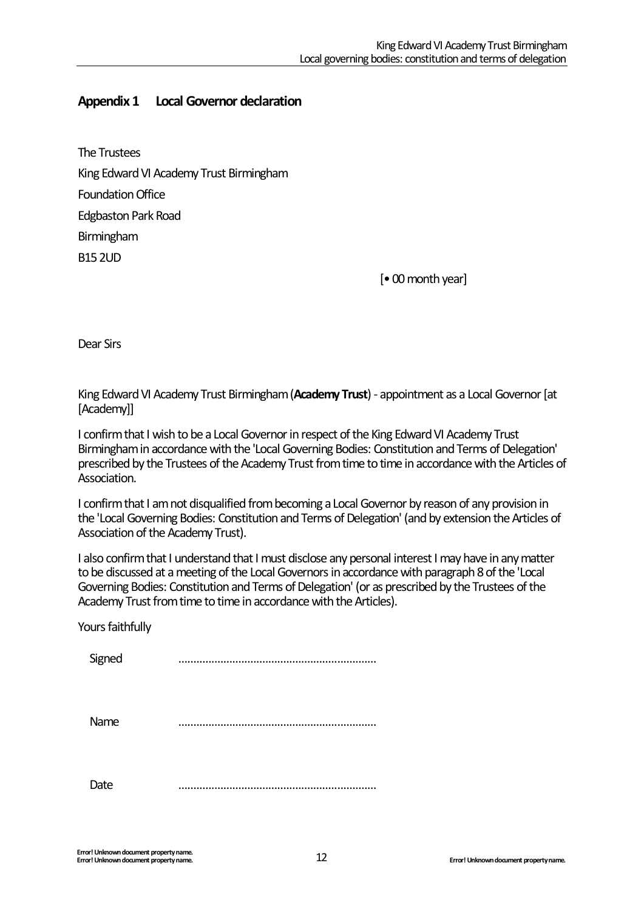## Appendix 1 Local Governor declaration

The Trustees

King Edward VI Academy Trust Birmingham

Foundation Office

Edgbaston Park Road

Birmingham

B15 2UD

[• 00 month year]

Dear Sirs

King Edward VI Academy Trust Birmingham (**Academy Trust**) - appointment as a Local Governor [at [Academy]]

I confirm that I wish to be a Local Governor in respect of the King Edward VI Academy Trust Birmingham in accordance with the 'Local Governing Bodies: Constitution and Terms of Delegation' prescribed by the Trustees of the Academy Trust from time to time in accordance with the Articles of Association.

I confirm that I am not disqualified from becoming a Local Governor by reason of any provision in the 'Local Governing Bodies: Constitution and Terms of Delegation' (and by extension the Articles of Association of the Academy Trust).

I also confirm that I understand that I must disclose any personal interest I may have in any matter to be discussed at a meeting of the Local Governors in accordance with paragraph 8 of the 'Local Governing Bodies: Constitution and Terms of Delegation' (or as prescribed by the Trustees of the Academy Trust from time to time in accordance with the Articles).

Yours faithfully

Signed ..................................................................

Name ..................................................................

Date ..................................................................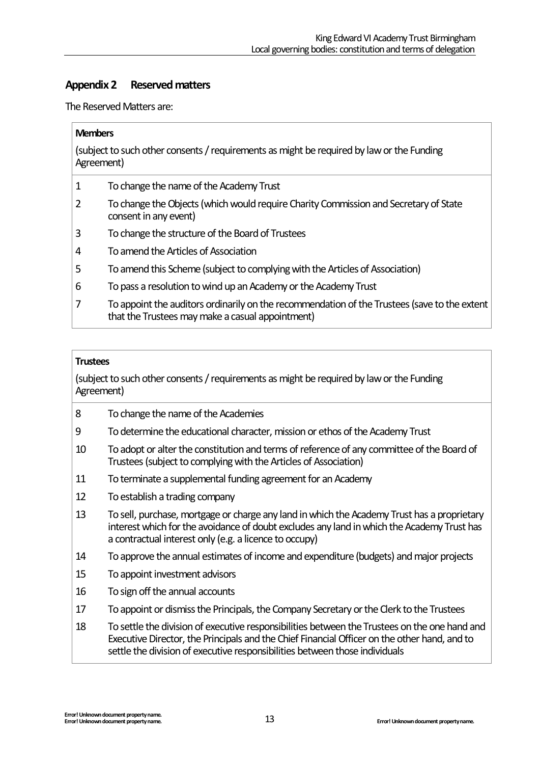## Appendix 2 Reserved matters

The Reserved Matters are:

| | |
|---|---|
| **Members** | |
| (subject to such other consents / requirements as might be required by law or the Funding Agreement) | |
| 1 | To change the name of the Academy Trust |
| 2 | To change the Objects (which would require Charity Commission and Secretary of State consent in any event) |
| 3 | To change the structure of the Board of Trustees |
| 4 | To amend the Articles of Association |
| 5 | To amend this Scheme (subject to complying with the Articles of Association) |
| 6 | To pass a resolution to wind up an Academy or the Academy Trust |
| 7 | To appoint the auditors ordinarily on the recommendation of the Trustees (save to the extent that the Trustees may make a casual appointment) |

| | |
|---|---|
| **Trustees** | |
| (subject to such other consents / requirements as might be required by law or the Funding Agreement) | |
| 8 | To change the name of the Academies |
| 9 | To determine the educational character, mission or ethos of the Academy Trust |
| 10 | To adopt or alter the constitution and terms of reference of any committee of the Board of Trustees (subject to complying with the Articles of Association) |
| 11 | To terminate a supplemental funding agreement for an Academy |
| 12 | To establish a trading company |
| 13 | To sell, purchase, mortgage or charge any land in which the Academy Trust has a proprietary interest which for the avoidance of doubt excludes any land in which the Academy Trust has a contractual interest only (e.g. a licence to occupy) |
| 14 | To approve the annual estimates of income and expenditure (budgets) and major projects |
| 15 | To appoint investment advisors |
| 16 | To sign off the annual accounts |
| 17 | To appoint or dismiss the Principals, the Company Secretary or the Clerk to the Trustees |
| 18 | To settle the division of executive responsibilities between the Trustees on the one hand and Executive Director, the Principals and the Chief Financial Officer on the other hand, and to settle the division of executive responsibilities between those individuals |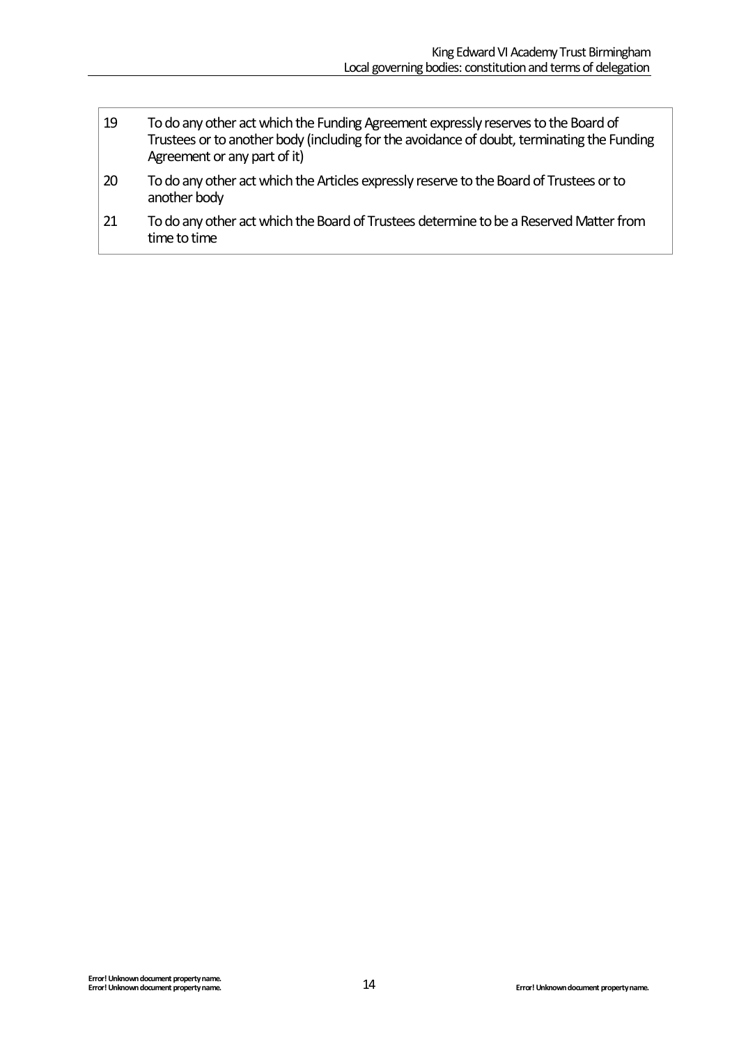| | |
|---|---|
| 19 | To do any other act which the Funding Agreement expressly reserves to the Board of Trustees or to another body (including for the avoidance of doubt, terminating the Funding Agreement or any part of it) |
| 20 | To do any other act which the Articles expressly reserve to the Board of Trustees or to another body |
| 21 | To do any other act which the Board of Trustees determine to be a Reserved Matter from time to time |